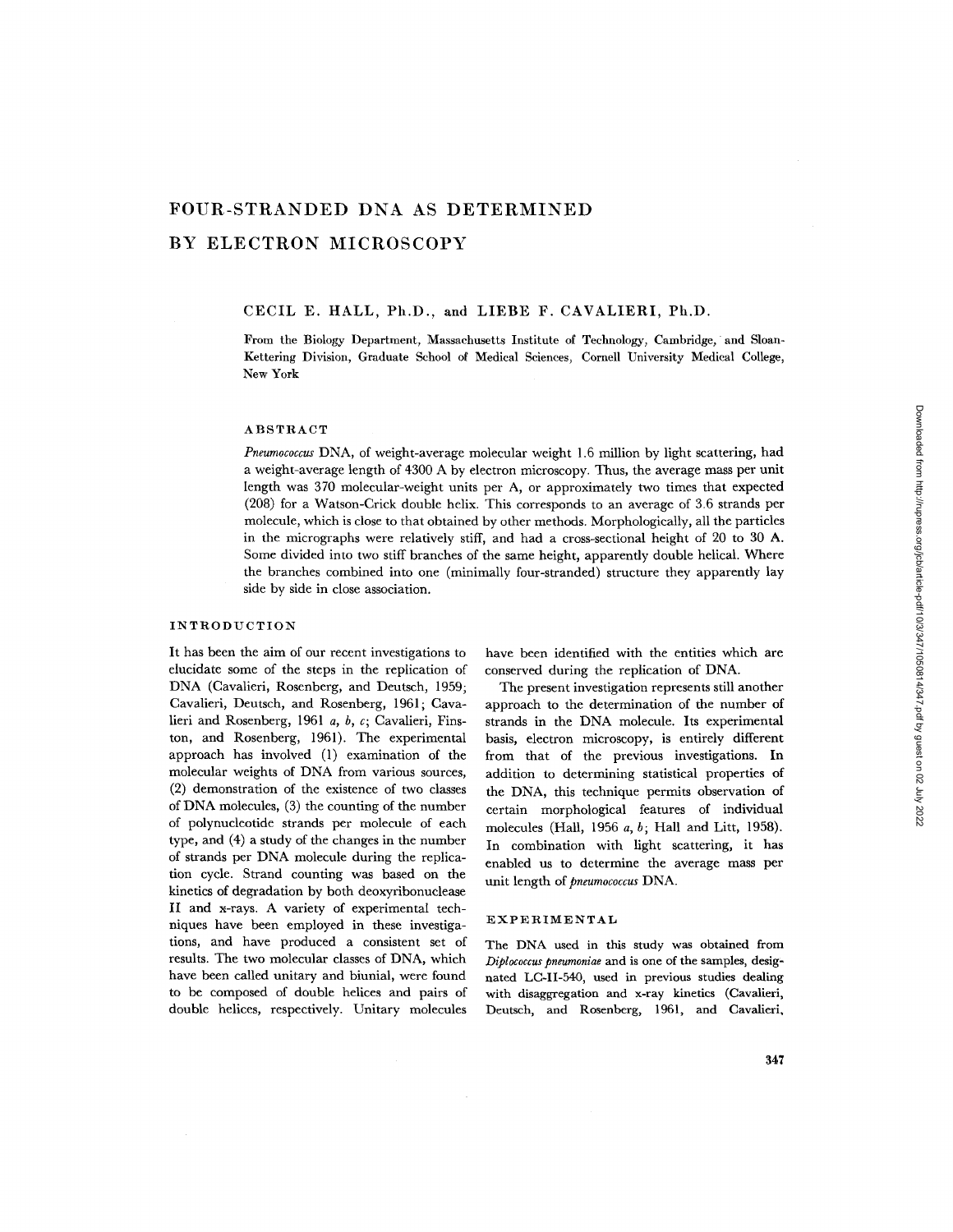# FOUR-STRANDED DNA AS DETERMINED BY ELECTRON MICROSCOPY

CECIL E. HALL, Ph.D., and LIEBE F. CAVALIERI, Ph.D.

From the Biology Department, Massachusetts Institute of Technology, Cambridge, and Sloan-Kettering Division, Graduate School of Medical Sciences, Cornell University Medical College, New York

## ABSTRACT

*Pneumococcus* DNA, of weight-average molecular weight 1.6 million by light scattering, had a weight-average length of 4300 A by electron microscopy. Thus, the average mass per unit length was 370 molecular-weight units per A, or approximately two times that expected (208) for a Watson-Crick double helix. This corresponds to an average of 3.6 strands per molecule, which is close to that obtained by other methods. Morphologically, all the particles in the micrographs were relatively stiff, and had a cross-sectional height of 20 to 30 A. Some divided into two stiff branches of the same height, apparently double helical. Where the branches combined into one (minimally four-stranded) structure they apparently lay side by side in close association.

## INTRODUCTION

It has been the aim of our recent investigations to elucidate some of the steps in the replication of DNA (Cavalieri, Rosenberg, and Deutsch, 1959; Cavalieri, Deutsch, and Rosenberg, 1961; Cavalieri and Rosenberg, 1961 *a*, *b*, *c*; Cavalieri, Finston, and Rosenberg, 1961). The experimental approach has involved (1) examination of the molecular weights of DNA from various sources, (2) demonstration of the existence of two classes of DNA molecules, (3) the counting of the number of polynucleotide strands per molecule of each type, and (4) a study of the changes in the number of strands per DNA molecule during the replication cycle. Strand counting was based on the kinetics of degradation by both deoxyribonuclease II and x-rays. A variety of experimental techniques have been employed in these investigations, and have produced a consistent set of results. The two molecular classes of DNA, which have been called unitary and biunial, were found to be composed of double helices and pairs of double helices, respectively. Unitary molecules have been identified with the entities which are conserved during the replication of DNA.

The present investigation represents still another approach to the determination of the number of strands in the DNA molecule. Its experimental basis, electron microscopy, is entirely different from that of the previous investigations. In addition to determining statistical properties of the DNA, this technique permits observation of certain morphological features of individual molecules (Hall, 1956 *a*, *b*; Hall and Litt, 1958). In combination with light scattering, it has enabled us to determine the average mass per unit length of *pneumococcus* DNA.

## EXPERIMENTAL

The DNA used in this study was obtained from *Diplococcus pneumoniae* and is one of the samples, designated LC-II-540, used in previous studies dealing with disaggregation and x-ray kinetics (Cavalieri, Deutsch, and Rosenberg, 1961, and Cavalieri,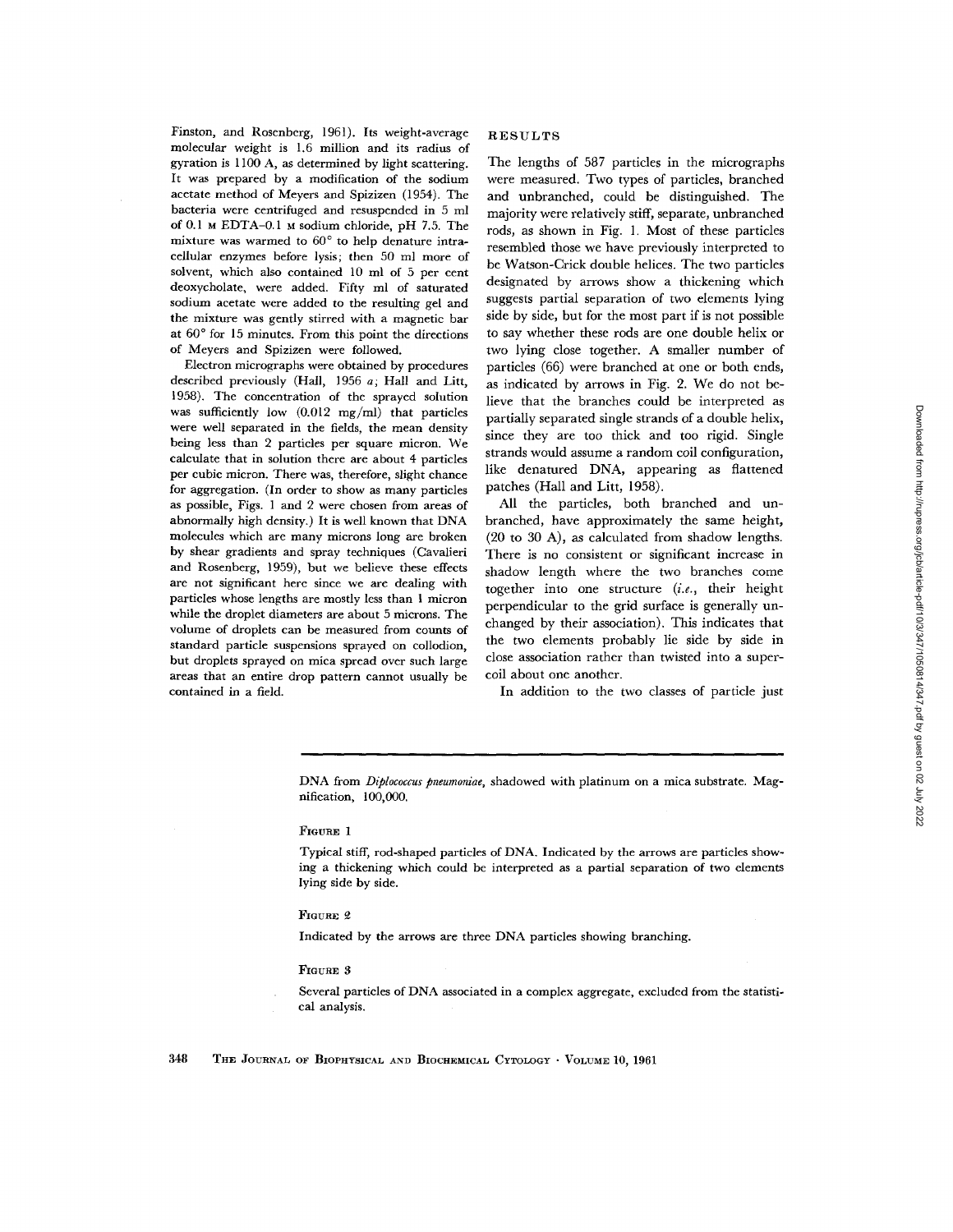Finston, and Rosenberg, 1961). Its weight-average molecular weight is 1.6 million and its radius of gyration is 1100 A, as determined by light scattering. It was prepared by a modification of the sodium acetate method of Meyers and Spizizen (1954). The bacteria were centrifuged and resuspended in 5 ml of 0.1 M EDTA–0.1 M sodium chloride, pH 7.5. The mixture was warmed to 60° to help denature intracellular enzymes before lysis; then 50 ml more of solvent, which also contained 10 ml of 5 per cent deoxycholate, were added. Fifty ml of saturated sodium acetate were added to the resulting gel and the mixture was gently stirred with a magnetic bar at 60° for 15 minutes. From this point the directions of Meyers and Spizizen were followed.

Electron micrographs were obtained by procedures described previously (Hall, 1956 *a*; Hall and Litt, 1958). The concentration of the sprayed solution was sufficiently low (0.012 mg/ml) that particles were well separated in the fields, the mean density being less than 2 particles per square micron. We calculate that in solution there are about 4 particles per cubic micron. There was, therefore, slight chance for aggregation. (In order to show as many particles as possible, Figs. 1 and 2 were chosen from areas of abnormally high density.) It is well known that DNA molecules which are many microns long are broken by shear gradients and spray techniques (Cavalieri and Rosenberg, 1959), but we believe these effects are not significant here since we are dealing with particles whose lengths are mostly less than 1 micron while the droplet diameters are about 5 microns. The volume of droplets can be measured from counts of standard particle suspensions sprayed on collodion, but droplets sprayed on mica spread over such large areas that an entire drop pattern cannot usually be contained in a field.

## RESULTS

The lengths of 587 particles in the micrographs were measured. Two types of particles, branched and unbranched, could be distinguished. The majority were relatively stiff, separate, unbranched rods, as shown in Fig. 1. Most of these particles resembled those we have previously interpreted to be Watson-Crick double helices. The two particles designated by arrows show a thickening which suggests partial separation of two elements lying side by side, but for the most part if is not possible to say whether these rods are one double helix or two lying close together. A smaller number of particles (66) were branched at one or both ends, as indicated by arrows in Fig. 2. We do not believe that the branches could be interpreted as partially separated single strands of a double helix, since they are too thick and too rigid. Single strands would assume a random coil configuration, like denatured DNA, appearing as flattened patches (Hall and Litt, 1958).

All the particles, both branched and unbranched, have approximately the same height, (20 to 30 A), as calculated from shadow lengths. There is no consistent or significant increase in shadow length where the two branches come together into one structure (*i.e.*, their height perpendicular to the grid surface is generally unchanged by their association). This indicates that the two elements probably lie side by side in close association rather than twisted into a supercoil about one another.

In addition to the two classes of particle just

DNA from *Diplococcus pneumoniae*, shadowed with platinum on a mica substrate. Magnification, 100,000.

FIGURE 1

Typical stiff, rod-shaped particles of DNA. Indicated by the arrows are particles showing a thickening which could be interpreted as a partial separation of two elements lying side by side.

FIGURE 2

Indicated by the arrows are three DNA particles showing branching.

FIGURE 3

Several particles of DNA associated in a complex aggregate, excluded from the statistical analysis.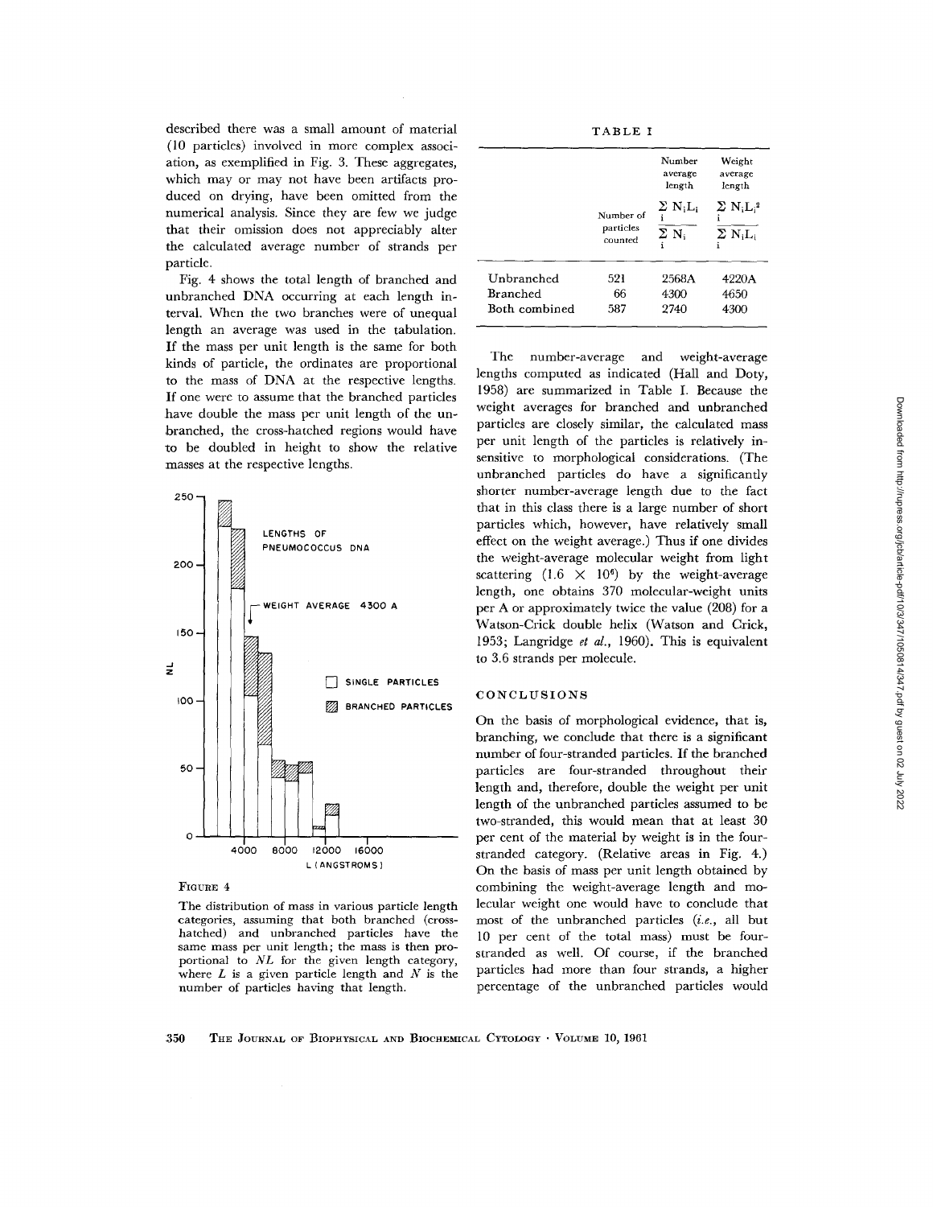described there was a small amount of material (10 particles) involved in more complex association, as exemplified in Fig. 3. These aggregates, which may or may not have been artifacts produced on drying, have been omitted from the numerical analysis. Since they are few we judge that their omission does not appreciably alter the calculated average number of strands per particle.

Fig. 4 shows the total length of branched and unbranched DNA occurring at each length interval. When the two branches were of unequal length an average was used in the tabulation. If the mass per unit length is the same for both kinds of particle, the ordinates are proportional to the mass of DNA at the respective lengths. If one were to assume that the branched particles have double the mass per unit length of the unbranched, the cross-hatched regions would have to be doubled in height to show the relative masses at the respective lengths.

FIGURE 4

The distribution of mass in various particle length categories, assuming that both branched (cross-hatched) and unbranched particles have the same mass per unit length; the mass is then proportional to $NL$ for the given length category, where $L$ is a given particle length and $N$ is the number of particles having that length.

TABLE I

| | Number of particles counted | Number average length $\frac{\sum_i N_i L_i}{\sum_i N_i}$ | Weight average length $\frac{\sum_i N_i L_i^2}{\sum_i N_i L_i}$ |
|---|---|---|---|
| Unbranched | 521 | 2568A | 4220A |
| Branched | 66 | 4300 | 4650 |
| Both combined | 587 | 2740 | 4300 |

The number-average and weight-average lengths computed as indicated (Hall and Doty, 1958) are summarized in Table I. Because the weight averages for branched and unbranched particles are closely similar, the calculated mass per unit length of the particles is relatively insensitive to morphological considerations. (The unbranched particles do have a significantly shorter number-average length due to the fact that in this class there is a large number of short particles which, however, have relatively small effect on the weight average.) Thus if one divides the weight-average molecular weight from light scattering ($1.6 \times 10^6$) by the weight-average length, one obtains 370 molecular-weight units per A or approximately twice the value (208) for a Watson-Crick double helix (Watson and Crick, 1953; Langridge *et al.*, 1960). This is equivalent to 3.6 strands per molecule.

## CONCLUSIONS

On the basis of morphological evidence, that is, branching, we conclude that there is a significant number of four-stranded particles. If the branched particles are four-stranded throughout their length and, therefore, double the weight per unit length of the unbranched particles assumed to be two-stranded, this would mean that at least 30 per cent of the material by weight is in the four-stranded category. (Relative areas in Fig. 4.) On the basis of mass per unit length obtained by combining the weight-average length and molecular weight one would have to conclude that most of the unbranched particles (*i.e.*, all but 10 per cent of the total mass) must be four-stranded as well. Of course, if the branched particles had more than four strands, a higher percentage of the unbranched particles would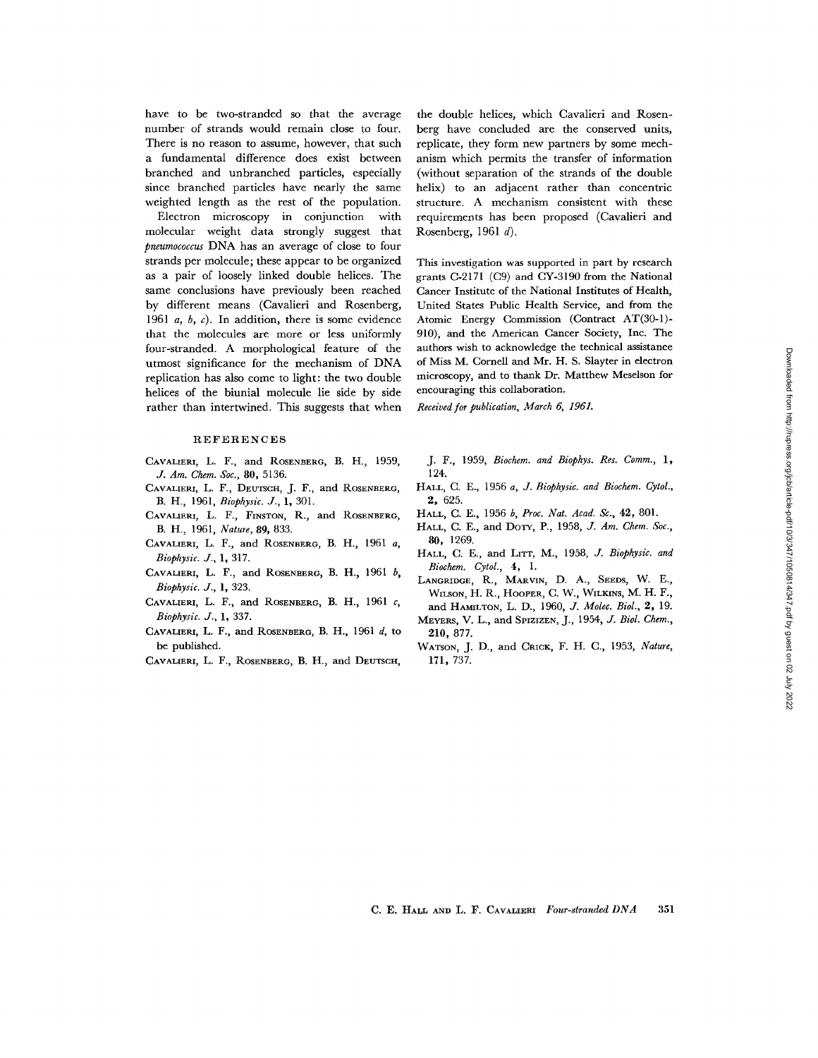have to be two-stranded so that the average number of strands would remain close to four. There is no reason to assume, however, that such a fundamental difference does exist between branched and unbranched particles, especially since branched particles have nearly the same weighted length as the rest of the population.

Electron microscopy in conjunction with molecular weight data strongly suggest that *pneumococcus* DNA has an average of close to four strands per molecule; these appear to be organized as a pair of loosely linked double helices. The same conclusions have previously been reached by different means (Cavalieri and Rosenberg, 1961 *a*, *b*, *c*). In addition, there is some evidence that the molecules are more or less uniformly four-stranded. A morphological feature of the utmost significance for the mechanism of DNA replication has also come to light: the two double helices of the biunial molecule lie side by side rather than intertwined. This suggests that when the double helices, which Cavalieri and Rosenberg have concluded are the conserved units, replicate, they form new partners by some mechanism which permits the transfer of information (without separation of the strands of the double helix) to an adjacent rather than concentric structure. A mechanism consistent with these requirements has been proposed (Cavalieri and Rosenberg, 1961 *d*).

This investigation was supported in part by research grants C-2171 (C9) and CY-3190 from the National Cancer Institute of the National Institutes of Health, United States Public Health Service, and from the Atomic Energy Commission (Contract AT(30-1)-910), and the American Cancer Society, Inc. The authors wish to acknowledge the technical assistance of Miss M. Cornell and Mr. H. S. Slayter in electron microscopy, and to thank Dr. Matthew Meselson for encouraging this collaboration.

*Received for publication, March 6, 1961.*

## REFERENCES

Cavalieri, L. F., and Rosenberg, B. H., 1959, *J. Am. Chem. Soc.*, **80**, 5136.

Cavalieri, L. F., Deutsch, J. F., and Rosenberg, B. H., 1961, *Biophysic. J.*, **1**, 301.

Cavalieri, L. F., Finston, R., and Rosenberg, B. H., 1961, *Nature*, **89**, 833.

Cavalieri, L. F., and Rosenberg, B. H., 1961 *a*, *Biophysic. J.*, **1**, 317.

Cavalieri, L. F., and Rosenberg, B. H., 1961 *b*, *Biophysic. J.*, **1**, 323.

Cavalieri, L. F., and Rosenberg, B. H., 1961 *c*, *Biophysic. J.*, **1**, 337.

Cavalieri, L. F., and Rosenberg, B. H., 1961 *d*, to be published.

Cavalieri, L. F., Rosenberg, B. H., and Deutsch, J. F., 1959, *Biochem. and Biophys. Res. Comm.*, **1**, 124.

Hall, C. E., 1956 *a*, *J. Biophysic. and Biochem. Cytol.*, **2**, 625.

Hall, C. E., 1956 *b*, *Proc. Nat. Acad. Sc.*, **42**, 801.

Hall, C. E., and Doty, P., 1958, *J. Am. Chem. Soc.*, **80**, 1269.

Hall, C. E., and Litt, M., 1958, *J. Biophysic. and Biochem. Cytol.*, **4**, 1.

Langridge, R., Marvin, D. A., Seeds, W. E., Wilson, H. R., Hooper, C. W., Wilkins, M. H. F., and Hamilton, L. D., 1960, *J. Molec. Biol.*, **2**, 19.

Meyers, V. L., and Spizizen, J., 1954, *J. Biol. Chem.*, **210**, 877.

Watson, J. D., and Crick, F. H. C., 1953, *Nature*, **171**, 737.